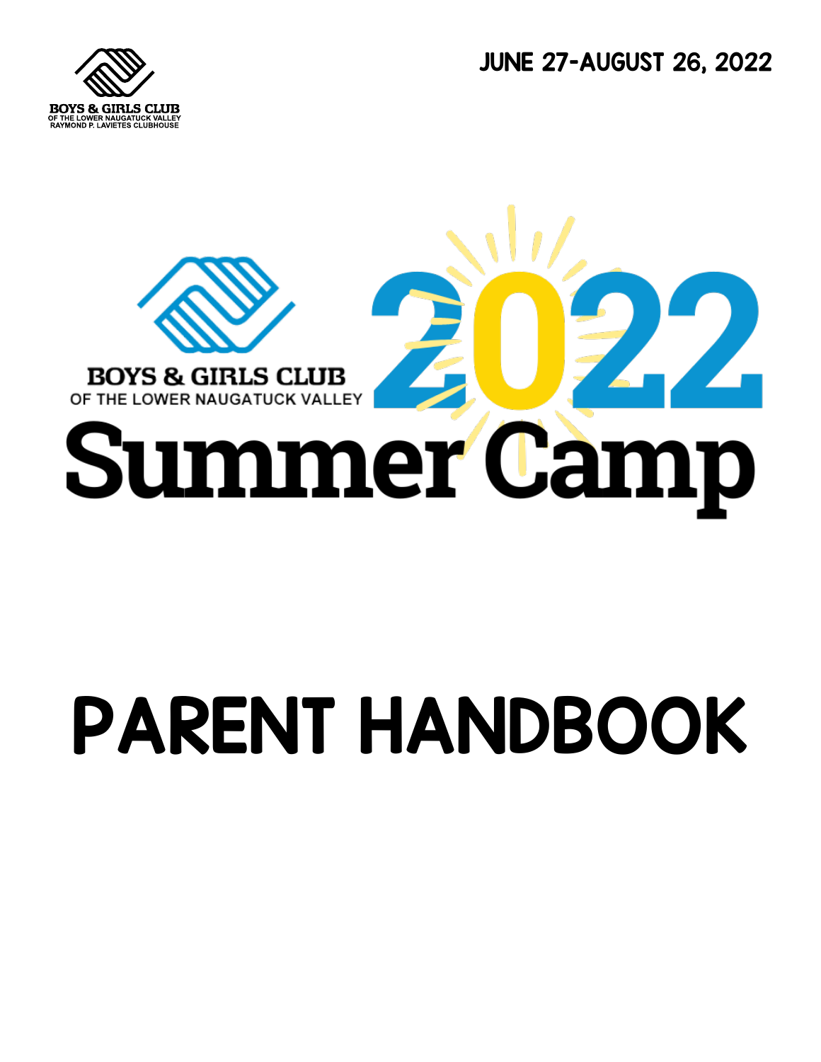BOYS & GIRLS CLUB
OF THE LOWER NAUGATUCK VALLEY
RAYMOND P. LAVIETES CLUBHOUSE

JUNE 27-AUGUST 26, 2022

BOYS & GIRLS CLUB
OF THE LOWER NAUGATUCK VALLEY

# 2022 Summer Camp

# PARENT HANDBOOK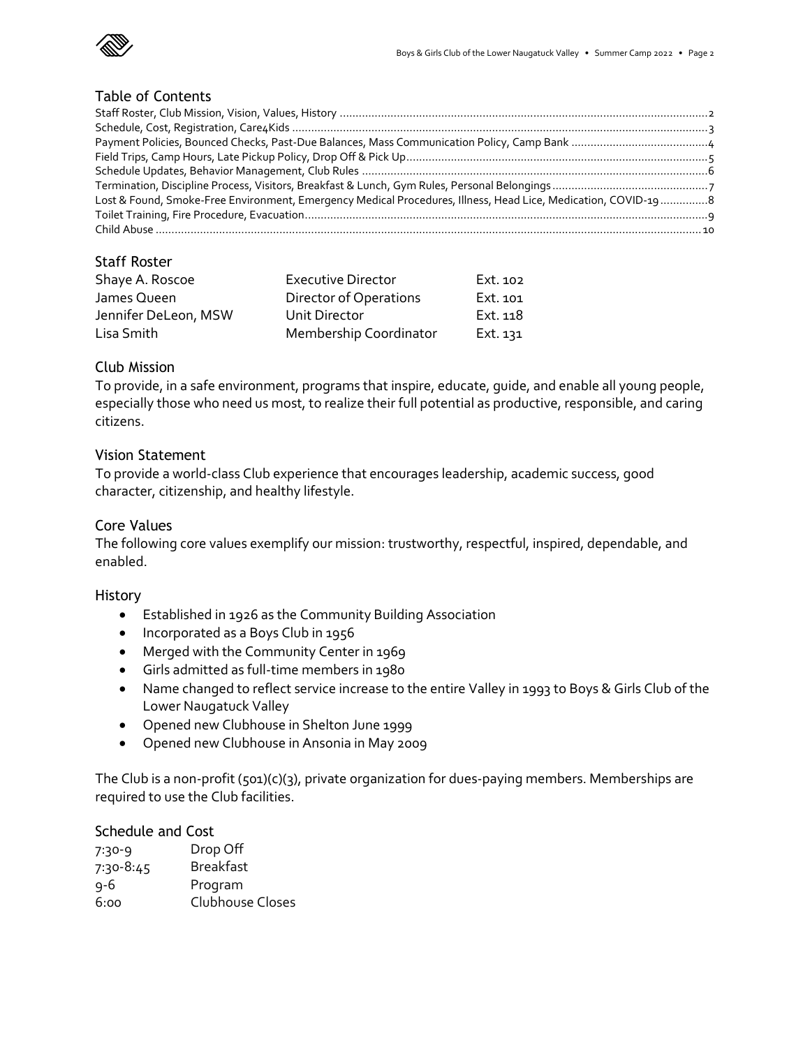## Table of Contents

Staff Roster, Club Mission, Vision, Values, History ........................................................ 2
Schedule, Cost, Registration, Care4Kids ........................................................ 3
Payment Policies, Bounced Checks, Past-Due Balances, Mass Communication Policy, Camp Bank ........................................................ 4
Field Trips, Camp Hours, Late Pickup Policy, Drop Off & Pick Up ........................................................ 5
Schedule Updates, Behavior Management, Club Rules ........................................................ 6
Termination, Discipline Process, Visitors, Breakfast & Lunch, Gym Rules, Personal Belongings ........................................................ 7
Lost & Found, Smoke-Free Environment, Emergency Medical Procedures, Illness, Head Lice, Medication, COVID-19 ........................................................ 8
Toilet Training, Fire Procedure, Evacuation ........................................................ 9
Child Abuse ........................................................ 10

## Staff Roster

| | | |
|---|---|---|
| Shaye A. Roscoe | Executive Director | Ext. 102 |
| James Queen | Director of Operations | Ext. 101 |
| Jennifer DeLeon, MSW | Unit Director | Ext. 118 |
| Lisa Smith | Membership Coordinator | Ext. 131 |

## Club Mission

To provide, in a safe environment, programs that inspire, educate, guide, and enable all young people, especially those who need us most, to realize their full potential as productive, responsible, and caring citizens.

## Vision Statement

To provide a world-class Club experience that encourages leadership, academic success, good character, citizenship, and healthy lifestyle.

## Core Values

The following core values exemplify our mission: trustworthy, respectful, inspired, dependable, and enabled.

## History

- Established in 1926 as the Community Building Association
- Incorporated as a Boys Club in 1956
- Merged with the Community Center in 1969
- Girls admitted as full-time members in 1980
- Name changed to reflect service increase to the entire Valley in 1993 to Boys & Girls Club of the Lower Naugatuck Valley
- Opened new Clubhouse in Shelton June 1999
- Opened new Clubhouse in Ansonia in May 2009

The Club is a non-profit (501)(c)(3), private organization for dues-paying members. Memberships are required to use the Club facilities.

## Schedule and Cost

| | |
|---|---|
| 7:30-9 | Drop Off |
| 7:30-8:45 | Breakfast |
| 9-6 | Program |
| 6:00 | Clubhouse Closes |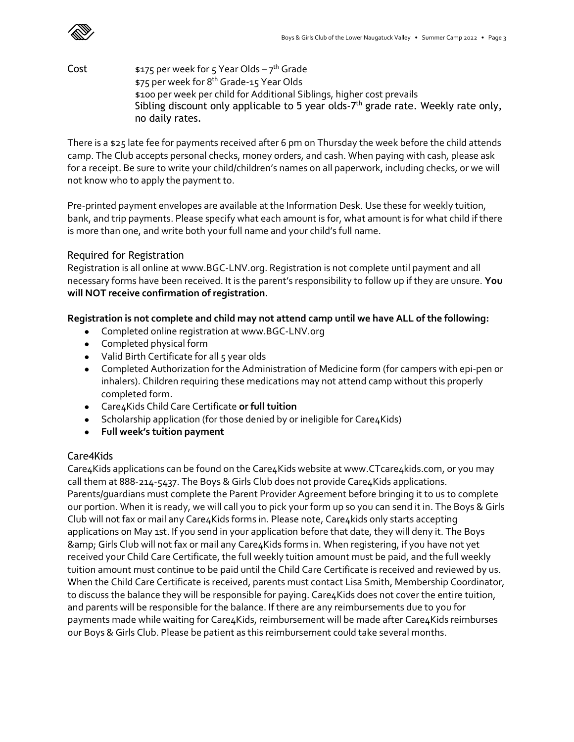**Cost**

$175 per week for 5 Year Olds – 7th Grade
$75 per week for 8th Grade-15 Year Olds
$100 per week per child for Additional Siblings, higher cost prevails
Sibling discount only applicable to 5 year olds-7th grade rate. Weekly rate only, no daily rates.

There is a $25 late fee for payments received after 6 pm on Thursday the week before the child attends camp. The Club accepts personal checks, money orders, and cash. When paying with cash, please ask for a receipt. Be sure to write your child/children's names on all paperwork, including checks, or we will not know who to apply the payment to.

Pre-printed payment envelopes are available at the Information Desk. Use these for weekly tuition, bank, and trip payments. Please specify what each amount is for, what amount is for what child if there is more than one, and write both your full name and your child's full name.

## Required for Registration

Registration is all online at www.BGC-LNV.org. Registration is not complete until payment and all necessary forms have been received. It is the parent's responsibility to follow up if they are unsure. **You will NOT receive confirmation of registration.**

**Registration is not complete and child may not attend camp until we have ALL of the following:**

- Completed online registration at www.BGC-LNV.org
- Completed physical form
- Valid Birth Certificate for all 5 year olds
- Completed Authorization for the Administration of Medicine form (for campers with epi-pen or inhalers). Children requiring these medications may not attend camp without this properly completed form.
- Care4Kids Child Care Certificate **or full tuition**
- Scholarship application (for those denied by or ineligible for Care4Kids)
- **Full week's tuition payment**

## Care4Kids

Care4Kids applications can be found on the Care4Kids website at www.CTcare4kids.com, or you may call them at 888-214-5437. The Boys & Girls Club does not provide Care4Kids applications. Parents/guardians must complete the Parent Provider Agreement before bringing it to us to complete our portion. When it is ready, we will call you to pick your form up so you can send it in. The Boys & Girls Club will not fax or mail any Care4Kids forms in. Please note, Care4kids only starts accepting applications on May 1st. If you send in your application before that date, they will deny it. The Boys &amp; Girls Club will not fax or mail any Care4Kids forms in. When registering, if you have not yet received your Child Care Certificate, the full weekly tuition amount must be paid, and the full weekly tuition amount must continue to be paid until the Child Care Certificate is received and reviewed by us. When the Child Care Certificate is received, parents must contact Lisa Smith, Membership Coordinator, to discuss the balance they will be responsible for paying. Care4Kids does not cover the entire tuition, and parents will be responsible for the balance. If there are any reimbursements due to you for payments made while waiting for Care4Kids, reimbursement will be made after Care4Kids reimburses our Boys & Girls Club. Please be patient as this reimbursement could take several months.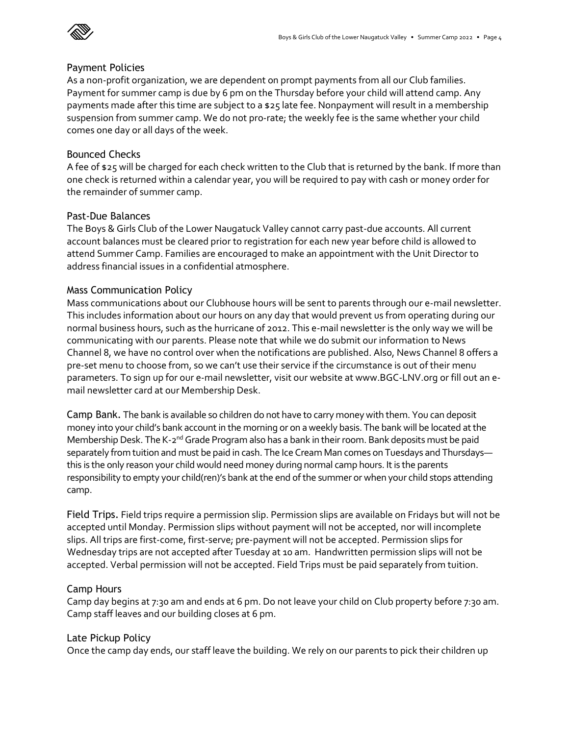## Payment Policies

As a non-profit organization, we are dependent on prompt payments from all our Club families. Payment for summer camp is due by 6 pm on the Thursday before your child will attend camp. Any payments made after this time are subject to a $25 late fee. Nonpayment will result in a membership suspension from summer camp. We do not pro-rate; the weekly fee is the same whether your child comes one day or all days of the week.

## Bounced Checks

A fee of $25 will be charged for each check written to the Club that is returned by the bank. If more than one check is returned within a calendar year, you will be required to pay with cash or money order for the remainder of summer camp.

## Past-Due Balances

The Boys & Girls Club of the Lower Naugatuck Valley cannot carry past-due accounts. All current account balances must be cleared prior to registration for each new year before child is allowed to attend Summer Camp. Families are encouraged to make an appointment with the Unit Director to address financial issues in a confidential atmosphere.

## Mass Communication Policy

Mass communications about our Clubhouse hours will be sent to parents through our e-mail newsletter. This includes information about our hours on any day that would prevent us from operating during our normal business hours, such as the hurricane of 2012. This e-mail newsletter is the only way we will be communicating with our parents. Please note that while we do submit our information to News Channel 8, we have no control over when the notifications are published. Also, News Channel 8 offers a pre-set menu to choose from, so we can't use their service if the circumstance is out of their menu parameters. To sign up for our e-mail newsletter, visit our website at www.BGC-LNV.org or fill out an e-mail newsletter card at our Membership Desk.

**Camp Bank.** The bank is available so children do not have to carry money with them. You can deposit money into your child's bank account in the morning or on a weekly basis. The bank will be located at the Membership Desk. The K-2nd Grade Program also has a bank in their room. Bank deposits must be paid separately from tuition and must be paid in cash. The Ice Cream Man comes on Tuesdays and Thursdays—this is the only reason your child would need money during normal camp hours. It is the parents responsibility to empty your child(ren)'s bank at the end of the summer or when your child stops attending camp.

**Field Trips.** Field trips require a permission slip. Permission slips are available on Fridays but will not be accepted until Monday. Permission slips without payment will not be accepted, nor will incomplete slips. All trips are first-come, first-serve; pre-payment will not be accepted. Permission slips for Wednesday trips are not accepted after Tuesday at 10 am. Handwritten permission slips will not be accepted. Verbal permission will not be accepted. Field Trips must be paid separately from tuition.

## Camp Hours

Camp day begins at 7:30 am and ends at 6 pm. Do not leave your child on Club property before 7:30 am. Camp staff leaves and our building closes at 6 pm.

## Late Pickup Policy

Once the camp day ends, our staff leave the building. We rely on our parents to pick their children up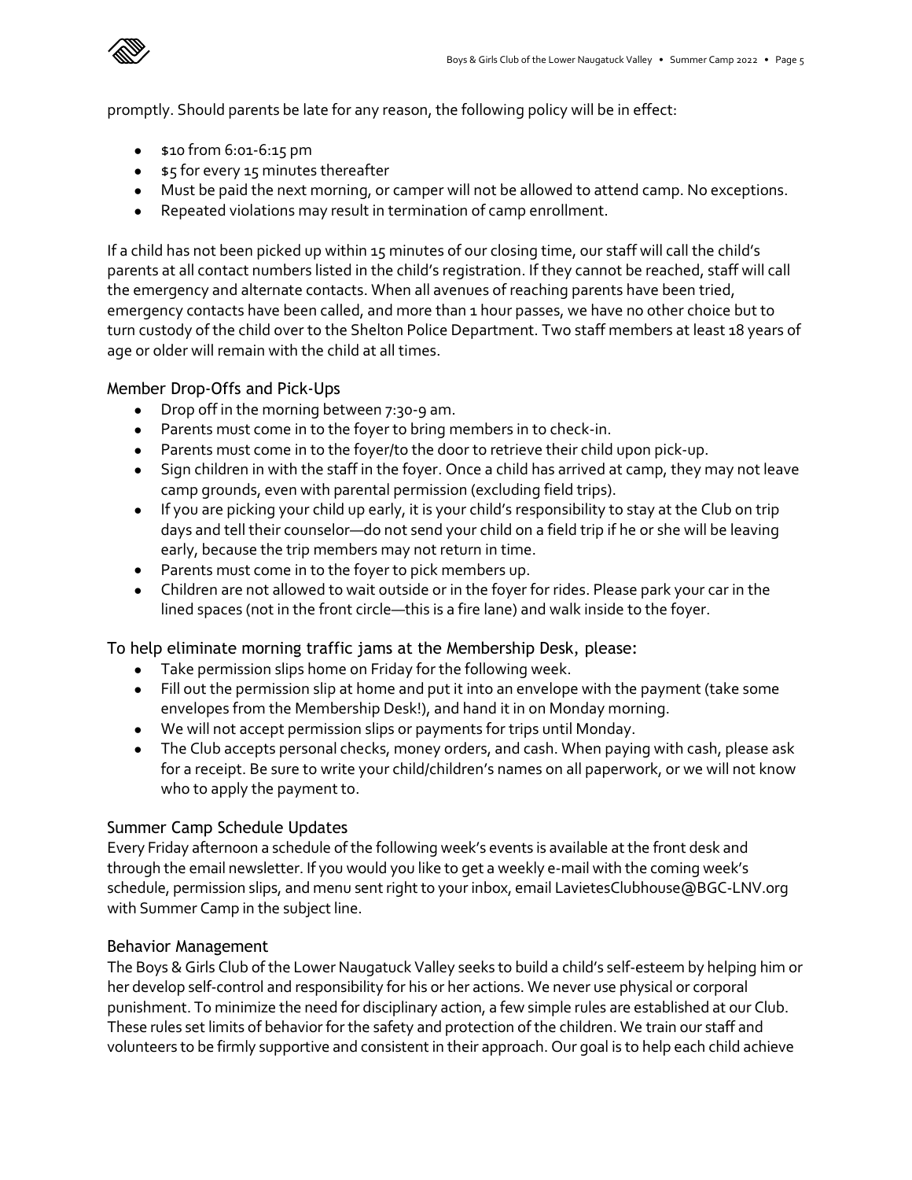promptly. Should parents be late for any reason, the following policy will be in effect:

- $10 from 6:01-6:15 pm
- $5 for every 15 minutes thereafter
- Must be paid the next morning, or camper will not be allowed to attend camp. No exceptions.
- Repeated violations may result in termination of camp enrollment.

If a child has not been picked up within 15 minutes of our closing time, our staff will call the child's parents at all contact numbers listed in the child's registration. If they cannot be reached, staff will call the emergency and alternate contacts. When all avenues of reaching parents have been tried, emergency contacts have been called, and more than 1 hour passes, we have no other choice but to turn custody of the child over to the Shelton Police Department. Two staff members at least 18 years of age or older will remain with the child at all times.

## Member Drop-Offs and Pick-Ups

- Drop off in the morning between 7:30-9 am.
- Parents must come in to the foyer to bring members in to check-in.
- Parents must come in to the foyer/to the door to retrieve their child upon pick-up.
- Sign children in with the staff in the foyer. Once a child has arrived at camp, they may not leave camp grounds, even with parental permission (excluding field trips).
- If you are picking your child up early, it is your child's responsibility to stay at the Club on trip days and tell their counselor—do not send your child on a field trip if he or she will be leaving early, because the trip members may not return in time.
- Parents must come in to the foyer to pick members up.
- Children are not allowed to wait outside or in the foyer for rides. Please park your car in the lined spaces (not in the front circle—this is a fire lane) and walk inside to the foyer.

## To help eliminate morning traffic jams at the Membership Desk, please:

- Take permission slips home on Friday for the following week.
- Fill out the permission slip at home and put it into an envelope with the payment (take some envelopes from the Membership Desk!), and hand it in on Monday morning.
- We will not accept permission slips or payments for trips until Monday.
- The Club accepts personal checks, money orders, and cash. When paying with cash, please ask for a receipt. Be sure to write your child/children's names on all paperwork, or we will not know who to apply the payment to.

## Summer Camp Schedule Updates

Every Friday afternoon a schedule of the following week's events is available at the front desk and through the email newsletter. If you would you like to get a weekly e-mail with the coming week's schedule, permission slips, and menu sent right to your inbox, email LavietesClubhouse@BGC-LNV.org with Summer Camp in the subject line.

## Behavior Management

The Boys & Girls Club of the Lower Naugatuck Valley seeks to build a child's self-esteem by helping him or her develop self-control and responsibility for his or her actions. We never use physical or corporal punishment. To minimize the need for disciplinary action, a few simple rules are established at our Club. These rules set limits of behavior for the safety and protection of the children. We train our staff and volunteers to be firmly supportive and consistent in their approach. Our goal is to help each child achieve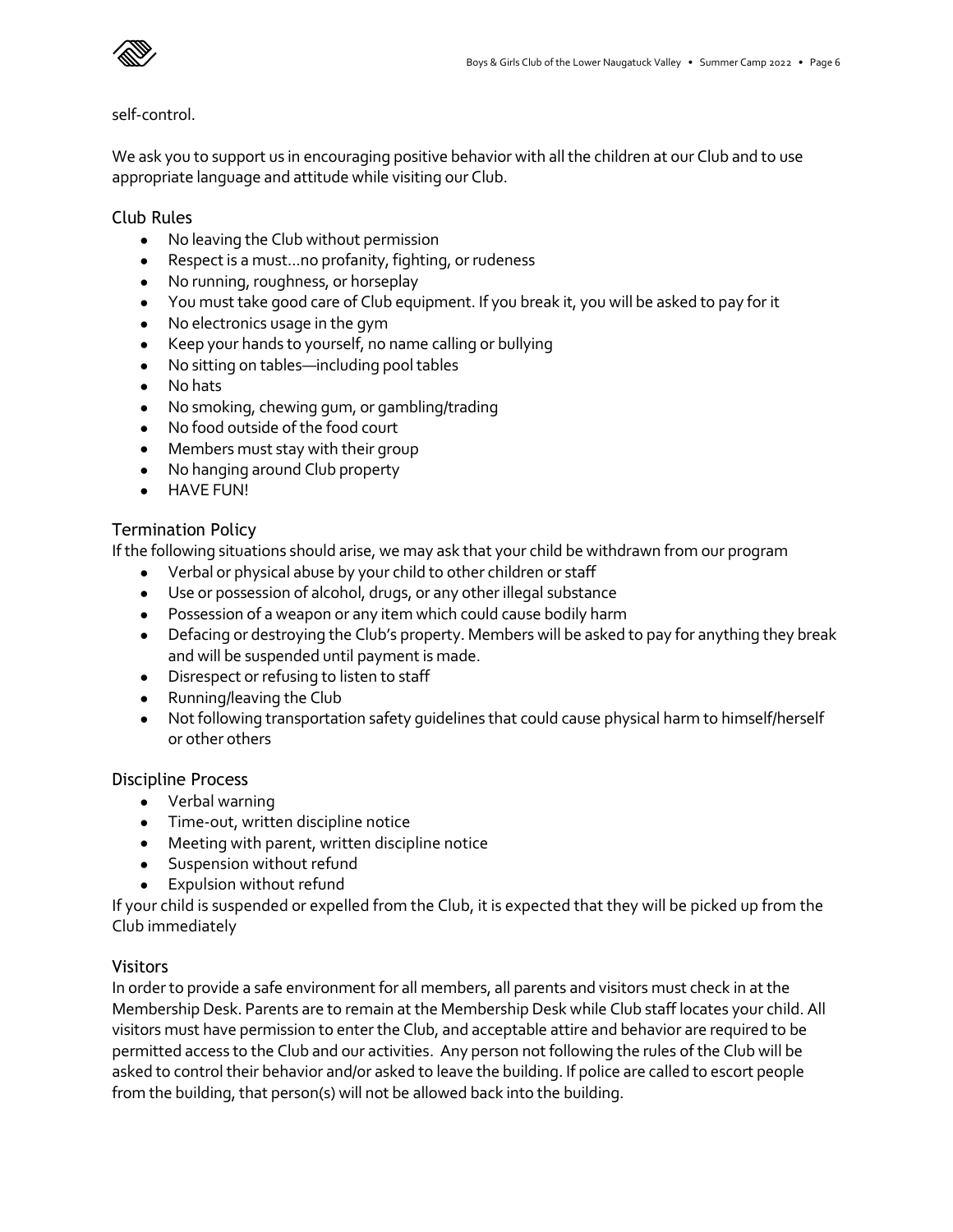self-control.

We ask you to support us in encouraging positive behavior with all the children at our Club and to use appropriate language and attitude while visiting our Club.

### Club Rules

- No leaving the Club without permission
- Respect is a must…no profanity, fighting, or rudeness
- No running, roughness, or horseplay
- You must take good care of Club equipment. If you break it, you will be asked to pay for it
- No electronics usage in the gym
- Keep your hands to yourself, no name calling or bullying
- No sitting on tables—including pool tables
- No hats
- No smoking, chewing gum, or gambling/trading
- No food outside of the food court
- Members must stay with their group
- No hanging around Club property
- HAVE FUN!

### Termination Policy

If the following situations should arise, we may ask that your child be withdrawn from our program

- Verbal or physical abuse by your child to other children or staff
- Use or possession of alcohol, drugs, or any other illegal substance
- Possession of a weapon or any item which could cause bodily harm
- Defacing or destroying the Club's property. Members will be asked to pay for anything they break and will be suspended until payment is made.
- Disrespect or refusing to listen to staff
- Running/leaving the Club
- Not following transportation safety guidelines that could cause physical harm to himself/herself or other others

### Discipline Process

- Verbal warning
- Time-out, written discipline notice
- Meeting with parent, written discipline notice
- Suspension without refund
- Expulsion without refund

If your child is suspended or expelled from the Club, it is expected that they will be picked up from the Club immediately

### Visitors

In order to provide a safe environment for all members, all parents and visitors must check in at the Membership Desk. Parents are to remain at the Membership Desk while Club staff locates your child. All visitors must have permission to enter the Club, and acceptable attire and behavior are required to be permitted access to the Club and our activities. Any person not following the rules of the Club will be asked to control their behavior and/or asked to leave the building. If police are called to escort people from the building, that person(s) will not be allowed back into the building.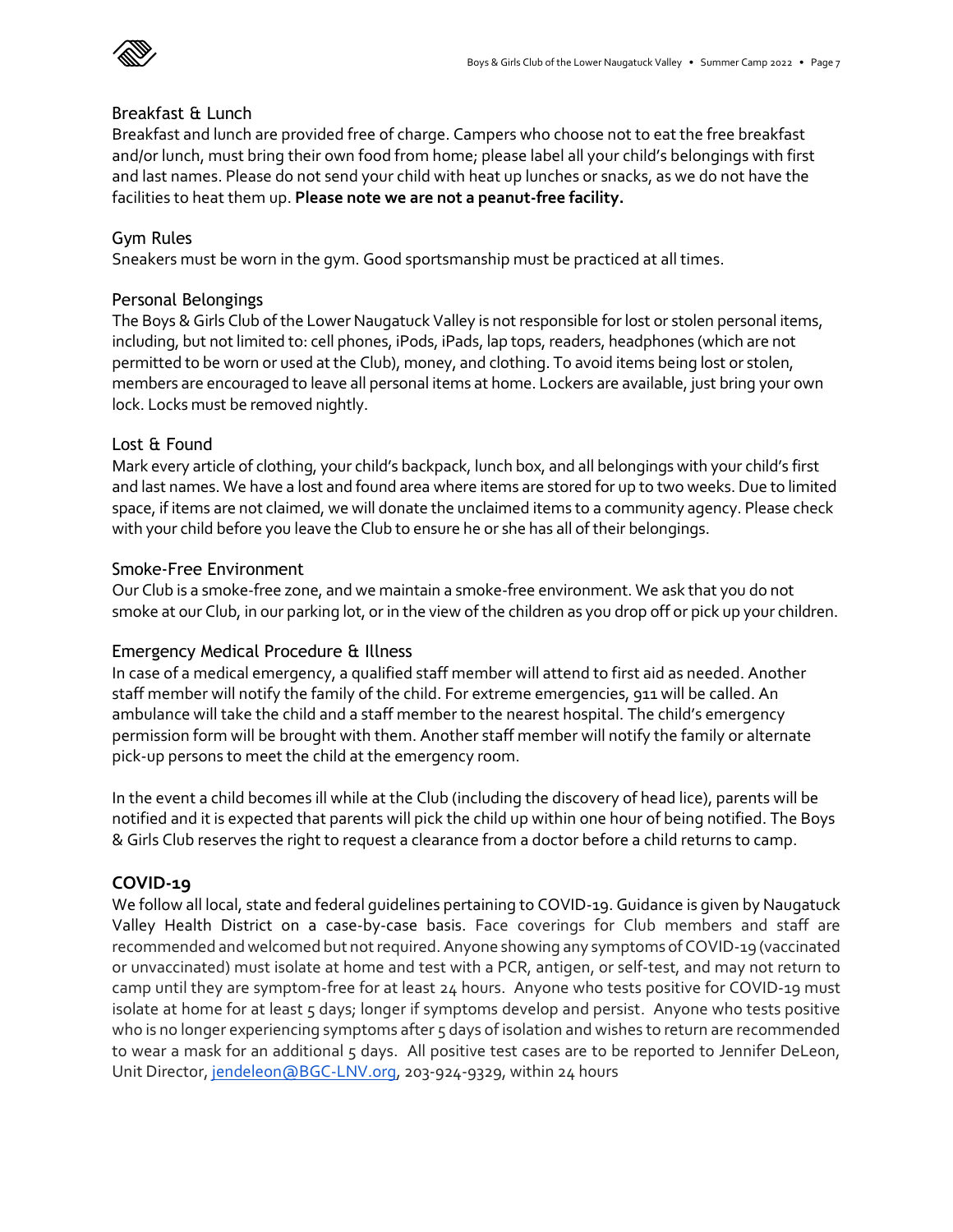### Breakfast & Lunch

Breakfast and lunch are provided free of charge. Campers who choose not to eat the free breakfast and/or lunch, must bring their own food from home; please label all your child's belongings with first and last names. Please do not send your child with heat up lunches or snacks, as we do not have the facilities to heat them up. **Please note we are not a peanut-free facility.**

### Gym Rules

Sneakers must be worn in the gym. Good sportsmanship must be practiced at all times.

### Personal Belongings

The Boys & Girls Club of the Lower Naugatuck Valley is not responsible for lost or stolen personal items, including, but not limited to: cell phones, iPods, iPads, lap tops, readers, headphones (which are not permitted to be worn or used at the Club), money, and clothing. To avoid items being lost or stolen, members are encouraged to leave all personal items at home. Lockers are available, just bring your own lock. Locks must be removed nightly.

### Lost & Found

Mark every article of clothing, your child's backpack, lunch box, and all belongings with your child's first and last names. We have a lost and found area where items are stored for up to two weeks. Due to limited space, if items are not claimed, we will donate the unclaimed items to a community agency. Please check with your child before you leave the Club to ensure he or she has all of their belongings.

### Smoke-Free Environment

Our Club is a smoke-free zone, and we maintain a smoke-free environment. We ask that you do not smoke at our Club, in our parking lot, or in the view of the children as you drop off or pick up your children.

### Emergency Medical Procedure & Illness

In case of a medical emergency, a qualified staff member will attend to first aid as needed. Another staff member will notify the family of the child. For extreme emergencies, 911 will be called. An ambulance will take the child and a staff member to the nearest hospital. The child's emergency permission form will be brought with them. Another staff member will notify the family or alternate pick-up persons to meet the child at the emergency room.

In the event a child becomes ill while at the Club (including the discovery of head lice), parents will be notified and it is expected that parents will pick the child up within one hour of being notified. The Boys & Girls Club reserves the right to request a clearance from a doctor before a child returns to camp.

## COVID-19

We follow all local, state and federal guidelines pertaining to COVID-19. Guidance is given by Naugatuck Valley Health District on a case-by-case basis. Face coverings for Club members and staff are recommended and welcomed but not required. Anyone showing any symptoms of COVID-19 (vaccinated or unvaccinated) must isolate at home and test with a PCR, antigen, or self-test, and may not return to camp until they are symptom-free for at least 24 hours. Anyone who tests positive for COVID-19 must isolate at home for at least 5 days; longer if symptoms develop and persist. Anyone who tests positive who is no longer experiencing symptoms after 5 days of isolation and wishes to return are recommended to wear a mask for an additional 5 days. All positive test cases are to be reported to Jennifer DeLeon, Unit Director, jendeleon@BGC-LNV.org, 203-924-9329, within 24 hours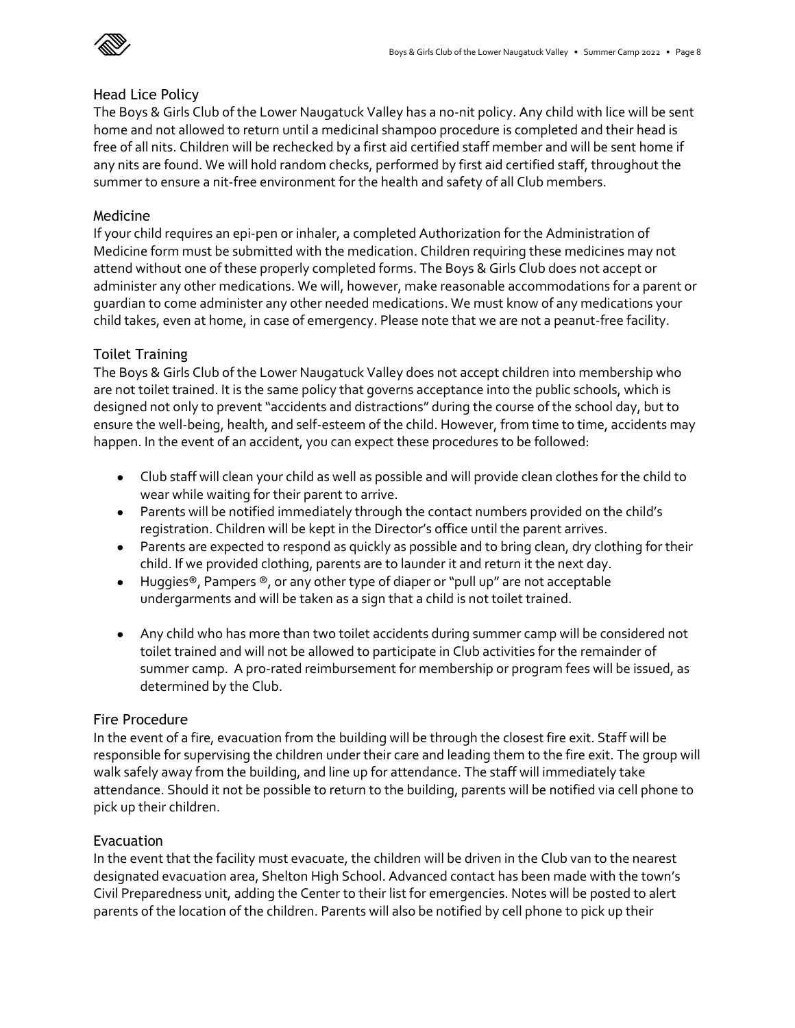## Head Lice Policy

The Boys & Girls Club of the Lower Naugatuck Valley has a no-nit policy. Any child with lice will be sent home and not allowed to return until a medicinal shampoo procedure is completed and their head is free of all nits. Children will be rechecked by a first aid certified staff member and will be sent home if any nits are found. We will hold random checks, performed by first aid certified staff, throughout the summer to ensure a nit-free environment for the health and safety of all Club members.

## Medicine

If your child requires an epi-pen or inhaler, a completed Authorization for the Administration of Medicine form must be submitted with the medication. Children requiring these medicines may not attend without one of these properly completed forms. The Boys & Girls Club does not accept or administer any other medications. We will, however, make reasonable accommodations for a parent or guardian to come administer any other needed medications. We must know of any medications your child takes, even at home, in case of emergency. Please note that we are not a peanut-free facility.

## Toilet Training

The Boys & Girls Club of the Lower Naugatuck Valley does not accept children into membership who are not toilet trained. It is the same policy that governs acceptance into the public schools, which is designed not only to prevent "accidents and distractions" during the course of the school day, but to ensure the well-being, health, and self-esteem of the child. However, from time to time, accidents may happen. In the event of an accident, you can expect these procedures to be followed:

- Club staff will clean your child as well as possible and will provide clean clothes for the child to wear while waiting for their parent to arrive.
- Parents will be notified immediately through the contact numbers provided on the child's registration. Children will be kept in the Director's office until the parent arrives.
- Parents are expected to respond as quickly as possible and to bring clean, dry clothing for their child. If we provided clothing, parents are to launder it and return it the next day.
- Huggies®, Pampers ®, or any other type of diaper or "pull up" are not acceptable undergarments and will be taken as a sign that a child is not toilet trained.
- Any child who has more than two toilet accidents during summer camp will be considered not toilet trained and will not be allowed to participate in Club activities for the remainder of summer camp. A pro-rated reimbursement for membership or program fees will be issued, as determined by the Club.

## Fire Procedure

In the event of a fire, evacuation from the building will be through the closest fire exit. Staff will be responsible for supervising the children under their care and leading them to the fire exit. The group will walk safely away from the building, and line up for attendance. The staff will immediately take attendance. Should it not be possible to return to the building, parents will be notified via cell phone to pick up their children.

## Evacuation

In the event that the facility must evacuate, the children will be driven in the Club van to the nearest designated evacuation area, Shelton High School. Advanced contact has been made with the town's Civil Preparedness unit, adding the Center to their list for emergencies. Notes will be posted to alert parents of the location of the children. Parents will also be notified by cell phone to pick up their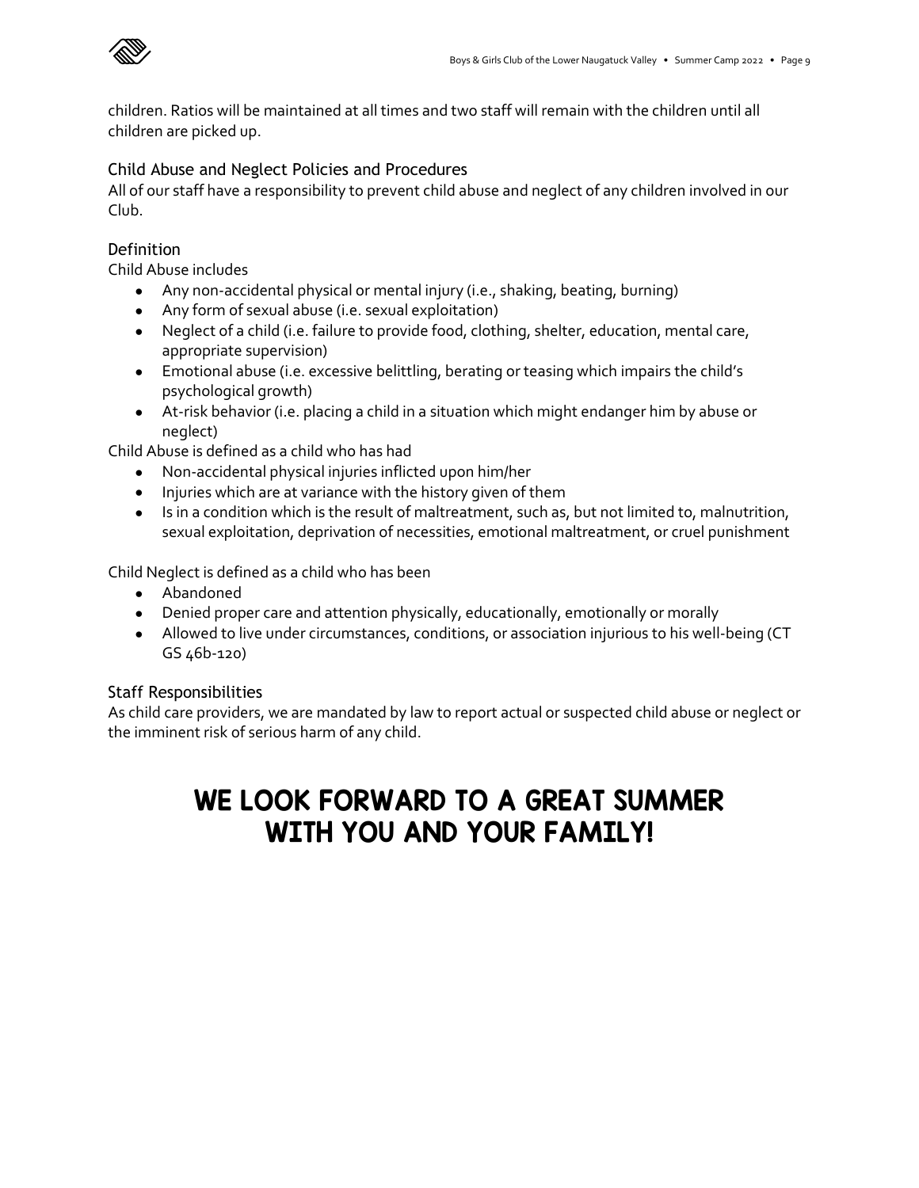children. Ratios will be maintained at all times and two staff will remain with the children until all children are picked up.

### Child Abuse and Neglect Policies and Procedures

All of our staff have a responsibility to prevent child abuse and neglect of any children involved in our Club.

### Definition

Child Abuse includes

- Any non-accidental physical or mental injury (i.e., shaking, beating, burning)
- Any form of sexual abuse (i.e. sexual exploitation)
- Neglect of a child (i.e. failure to provide food, clothing, shelter, education, mental care, appropriate supervision)
- Emotional abuse (i.e. excessive belittling, berating or teasing which impairs the child's psychological growth)
- At-risk behavior (i.e. placing a child in a situation which might endanger him by abuse or neglect)

Child Abuse is defined as a child who has had

- Non-accidental physical injuries inflicted upon him/her
- Injuries which are at variance with the history given of them
- Is in a condition which is the result of maltreatment, such as, but not limited to, malnutrition, sexual exploitation, deprivation of necessities, emotional maltreatment, or cruel punishment

Child Neglect is defined as a child who has been

- Abandoned
- Denied proper care and attention physically, educationally, emotionally or morally
- Allowed to live under circumstances, conditions, or association injurious to his well-being (CT GS 46b-120)

### Staff Responsibilities

As child care providers, we are mandated by law to report actual or suspected child abuse or neglect or the imminent risk of serious harm of any child.

## WE LOOK FORWARD TO A GREAT SUMMER WITH YOU AND YOUR FAMILY!